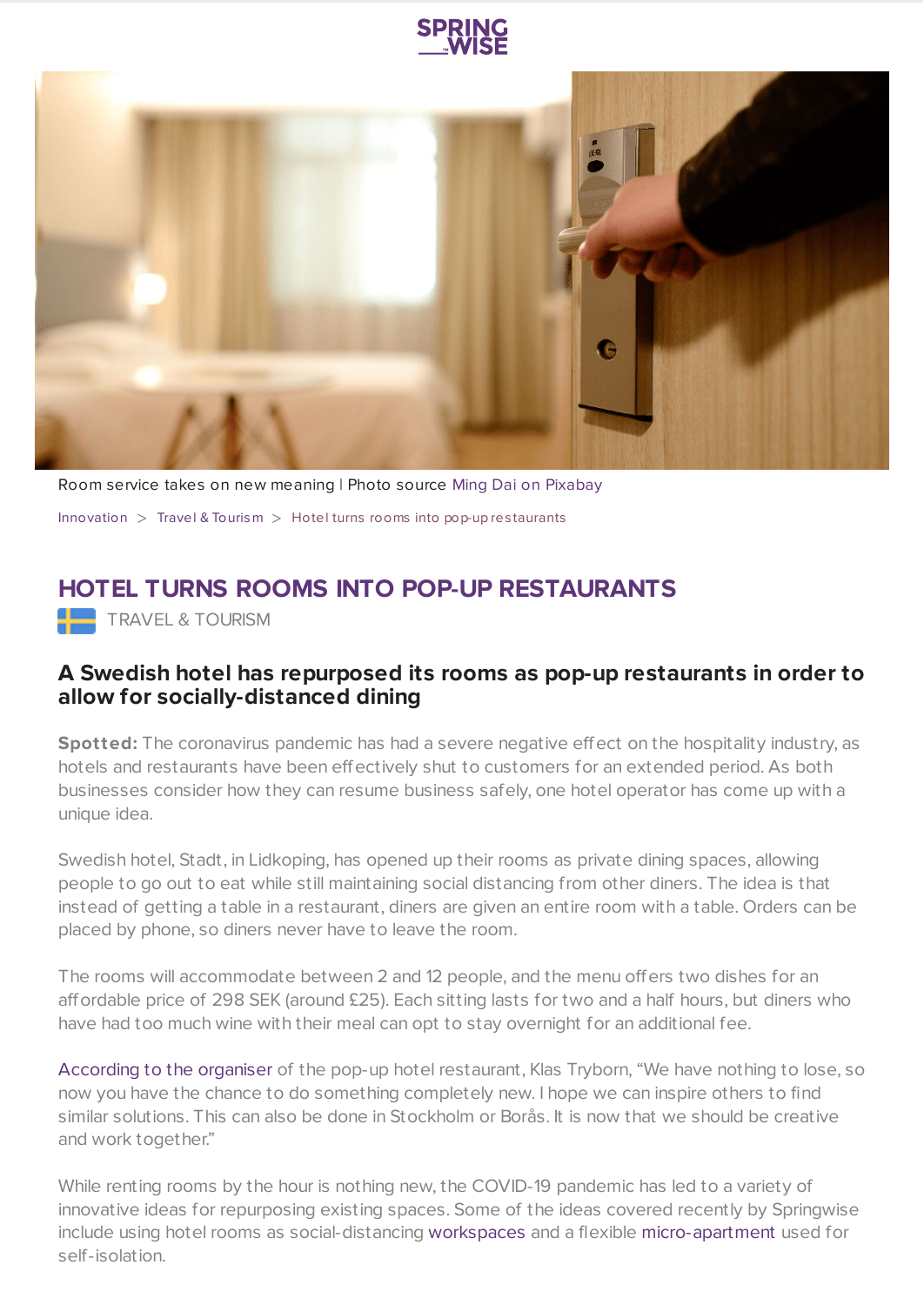Room service takes on new meaning | Photo source Ming Dai on Pixabay

Innovation > Travel & Tourism > Hotel turns rooms into pop-up restaurants

# HOTEL TURNS ROOMS INTO POP-UP RESTAURANTS

TRAVEL & TOURISM

## A Swedish hotel has repurposed its rooms as pop-up restaurants in order to allow for socially-distanced dining

**Spotted:** The coronavirus pandemic has had a severe negative effect on the hospitality industry, as hotels and restaurants have been effectively shut to customers for an extended period. As both businesses consider how they can resume business safely, one hotel operator has come up with a unique idea.

Swedish hotel, Stadt, in Lidkoping, has opened up their rooms as private dining spaces, allowing people to go out to eat while still maintaining social distancing from other diners. The idea is that instead of getting a table in a restaurant, diners are given an entire room with a table. Orders can be placed by phone, so diners never have to leave the room.

The rooms will accommodate between 2 and 12 people, and the menu offers two dishes for an affordable price of 298 SEK (around £25). Each sitting lasts for two and a half hours, but diners who have had too much wine with their meal can opt to stay overnight for an additional fee.

According to the organiser of the pop-up hotel restaurant, Klas Tryborn, "We have nothing to lose, so now you have the chance to do something completely new. I hope we can inspire others to find similar solutions. This can also be done in Stockholm or Borås. It is now that we should be creative and work together."

While renting rooms by the hour is nothing new, the COVID-19 pandemic has led to a variety of innovative ideas for repurposing existing spaces. Some of the ideas covered recently by Springwise include using hotel rooms as social-distancing workspaces and a flexible micro-apartment used for self-isolation.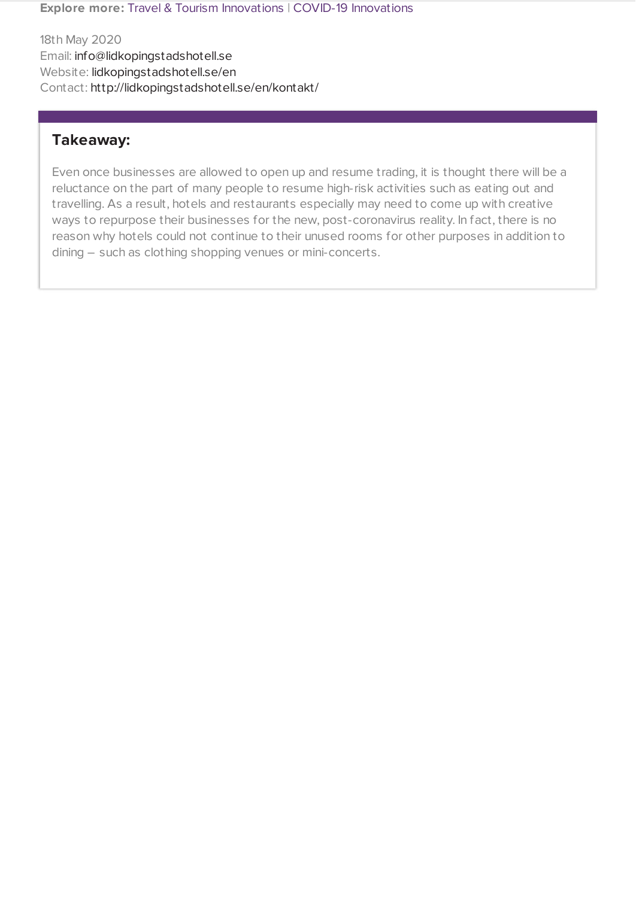**Explore more:** Travel & Tourism Innovations | COVID-19 Innovations

18th May 2020
Email: info@lidkopingstadshotell.se
Website: lidkopingstadshotell.se/en
Contact: http://lidkopingstadshotell.se/en/kontakt/

### Takeaway:

Even once businesses are allowed to open up and resume trading, it is thought there will be a reluctance on the part of many people to resume high-risk activities such as eating out and travelling. As a result, hotels and restaurants especially may need to come up with creative ways to repurpose their businesses for the new, post-coronavirus reality. In fact, there is no reason why hotels could not continue to their unused rooms for other purposes in addition to dining – such as clothing shopping venues or mini-concerts.